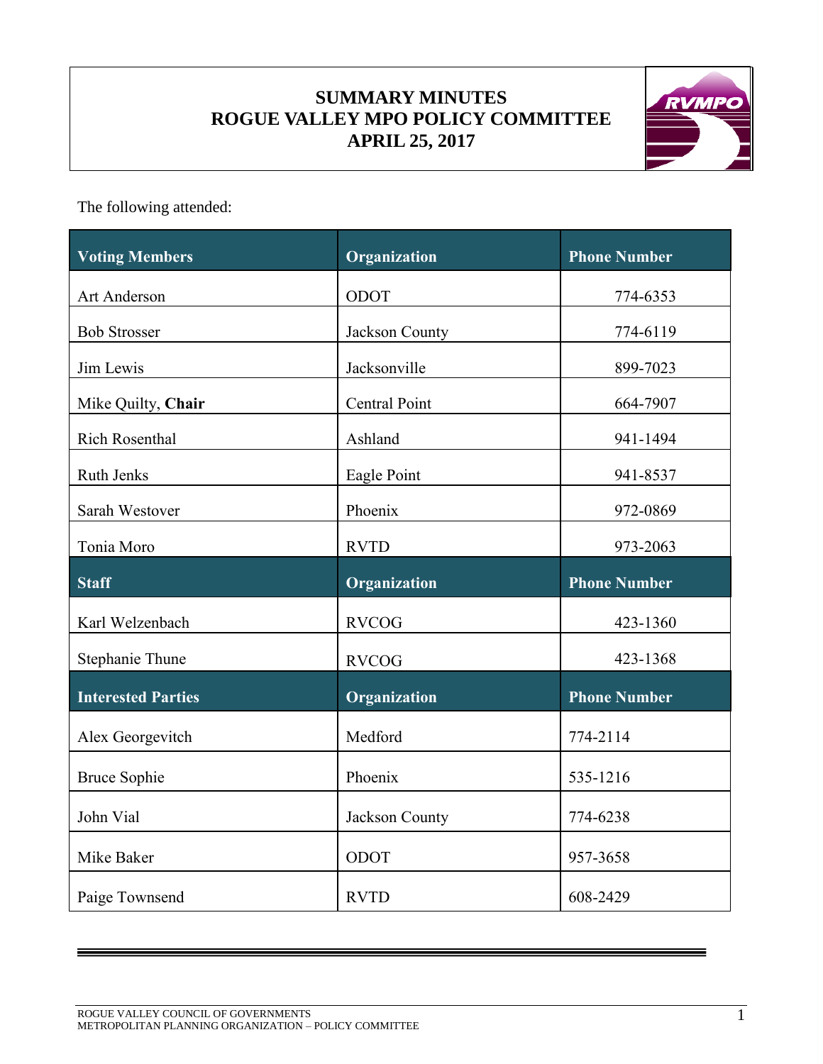# SUMMARY MINUTES
# ROGUE VALLEY MPO POLICY COMMITTEE
# APRIL 25, 2017

The following attended:

| Voting Members | Organization | Phone Number |
|---|---|---|
| Art Anderson | ODOT | 774-6353 |
| Bob Strosser | Jackson County | 774-6119 |
| Jim Lewis | Jacksonville | 899-7023 |
| Mike Quilty, **Chair** | Central Point | 664-7907 |
| Rich Rosenthal | Ashland | 941-1494 |
| Ruth Jenks | Eagle Point | 941-8537 |
| Sarah Westover | Phoenix | 972-0869 |
| Tonia Moro | RVTD | 973-2063 |
| **Staff** | **Organization** | **Phone Number** |
| Karl Welzenbach | RVCOG | 423-1360 |
| Stephanie Thune | RVCOG | 423-1368 |
| **Interested Parties** | **Organization** | **Phone Number** |
| Alex Georgevitch | Medford | 774-2114 |
| Bruce Sophie | Phoenix | 535-1216 |
| John Vial | Jackson County | 774-6238 |
| Mike Baker | ODOT | 957-3658 |
| Paige Townsend | RVTD | 608-2429 |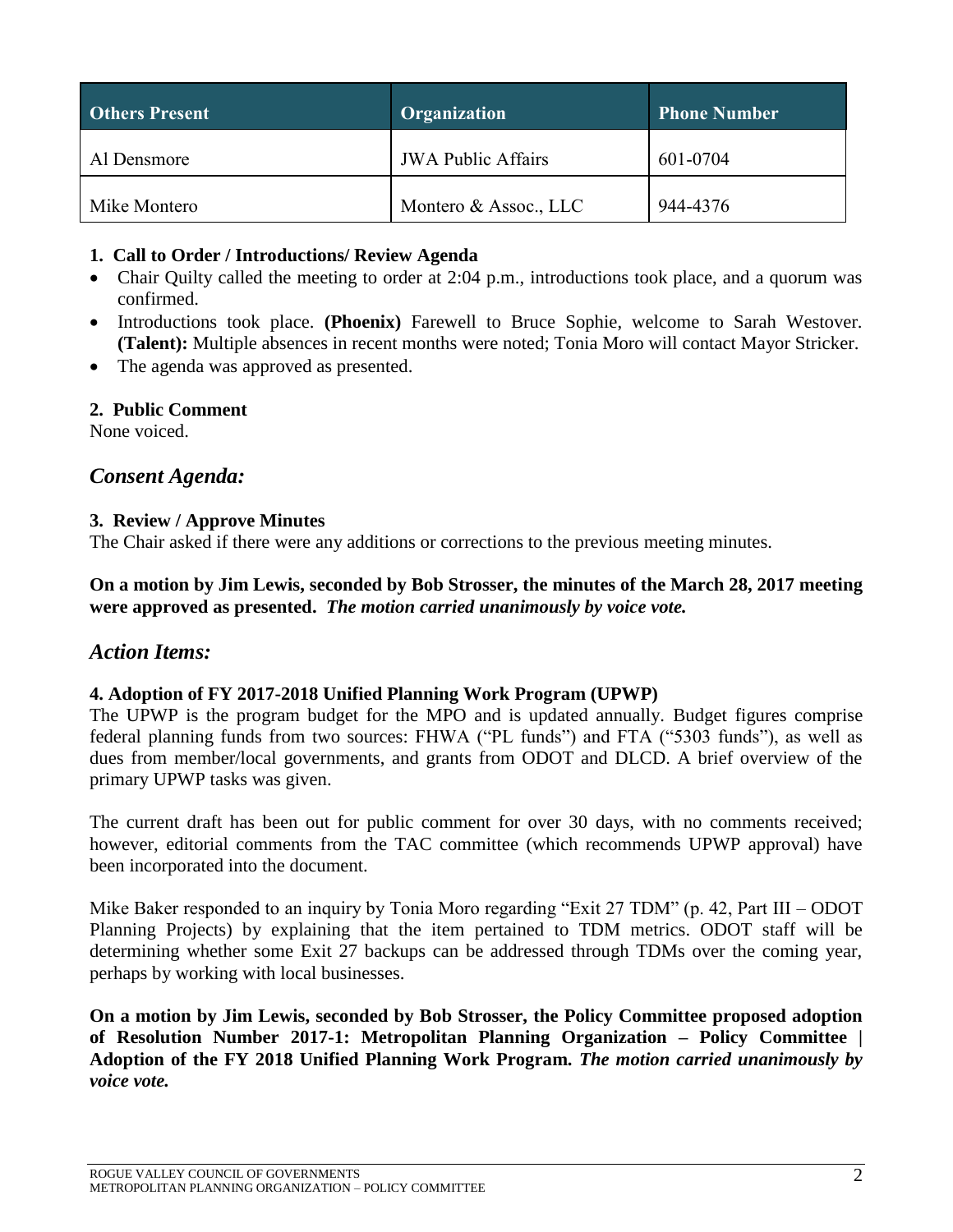| Others Present | Organization | Phone Number |
| --- | --- | --- |
| Al Densmore | JWA Public Affairs | 601-0704 |
| Mike Montero | Montero & Assoc., LLC | 944-4376 |

**1. Call to Order / Introductions/ Review Agenda**

- Chair Quilty called the meeting to order at 2:04 p.m., introductions took place, and a quorum was confirmed.
- Introductions took place. **(Phoenix)** Farewell to Bruce Sophie, welcome to Sarah Westover. **(Talent):** Multiple absences in recent months were noted; Tonia Moro will contact Mayor Stricker.
- The agenda was approved as presented.

**2. Public Comment**

None voiced.

## *Consent Agenda:*

**3. Review / Approve Minutes**

The Chair asked if there were any additions or corrections to the previous meeting minutes.

**On a motion by Jim Lewis, seconded by Bob Strosser, the minutes of the March 28, 2017 meeting were approved as presented.** ***The motion carried unanimously by voice vote.***

## *Action Items:*

**4. Adoption of FY 2017-2018 Unified Planning Work Program (UPWP)**

The UPWP is the program budget for the MPO and is updated annually. Budget figures comprise federal planning funds from two sources: FHWA ("PL funds") and FTA ("5303 funds"), as well as dues from member/local governments, and grants from ODOT and DLCD. A brief overview of the primary UPWP tasks was given.

The current draft has been out for public comment for over 30 days, with no comments received; however, editorial comments from the TAC committee (which recommends UPWP approval) have been incorporated into the document.

Mike Baker responded to an inquiry by Tonia Moro regarding "Exit 27 TDM" (p. 42, Part III – ODOT Planning Projects) by explaining that the item pertained to TDM metrics. ODOT staff will be determining whether some Exit 27 backups can be addressed through TDMs over the coming year, perhaps by working with local businesses.

**On a motion by Jim Lewis, seconded by Bob Strosser, the Policy Committee proposed adoption of Resolution Number 2017-1: Metropolitan Planning Organization – Policy Committee | Adoption of the FY 2018 Unified Planning Work Program.** ***The motion carried unanimously by voice vote.***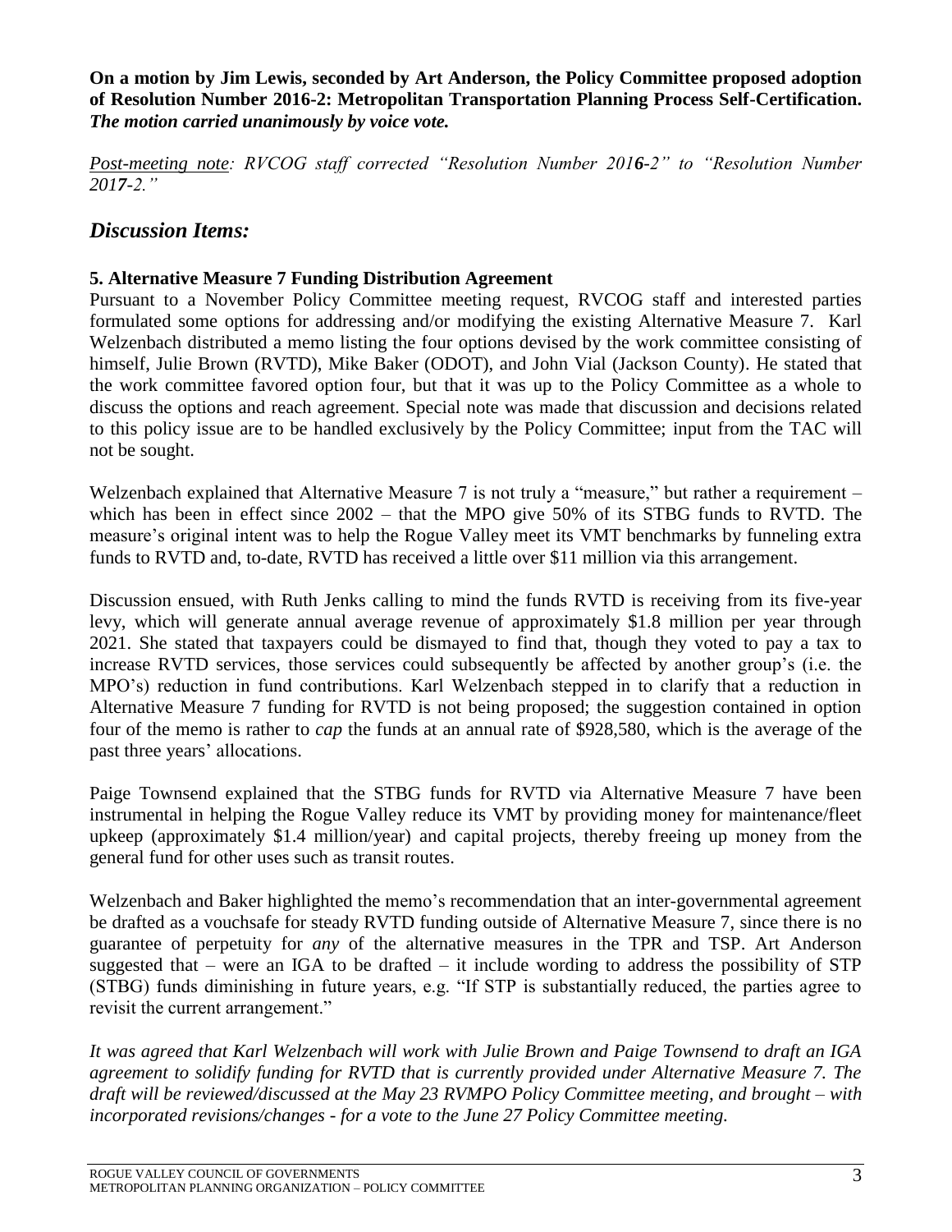**On a motion by Jim Lewis, seconded by Art Anderson, the Policy Committee proposed adoption of Resolution Number 2016-2: Metropolitan Transportation Planning Process Self-Certification.** ***The motion carried unanimously by voice vote.***

*<u>Post-meeting note</u>: RVCOG staff corrected "Resolution Number 201**6**-2" to "Resolution Number 201**7**-2."*

## *Discussion Items:*

**5. Alternative Measure 7 Funding Distribution Agreement**

Pursuant to a November Policy Committee meeting request, RVCOG staff and interested parties formulated some options for addressing and/or modifying the existing Alternative Measure 7. Karl Welzenbach distributed a memo listing the four options devised by the work committee consisting of himself, Julie Brown (RVTD), Mike Baker (ODOT), and John Vial (Jackson County). He stated that the work committee favored option four, but that it was up to the Policy Committee as a whole to discuss the options and reach agreement. Special note was made that discussion and decisions related to this policy issue are to be handled exclusively by the Policy Committee; input from the TAC will not be sought.

Welzenbach explained that Alternative Measure 7 is not truly a "measure," but rather a requirement – which has been in effect since 2002 – that the MPO give 50% of its STBG funds to RVTD. The measure's original intent was to help the Rogue Valley meet its VMT benchmarks by funneling extra funds to RVTD and, to-date, RVTD has received a little over $11 million via this arrangement.

Discussion ensued, with Ruth Jenks calling to mind the funds RVTD is receiving from its five-year levy, which will generate annual average revenue of approximately $1.8 million per year through 2021. She stated that taxpayers could be dismayed to find that, though they voted to pay a tax to increase RVTD services, those services could subsequently be affected by another group's (i.e. the MPO's) reduction in fund contributions. Karl Welzenbach stepped in to clarify that a reduction in Alternative Measure 7 funding for RVTD is not being proposed; the suggestion contained in option four of the memo is rather to *cap* the funds at an annual rate of $928,580, which is the average of the past three years' allocations.

Paige Townsend explained that the STBG funds for RVTD via Alternative Measure 7 have been instrumental in helping the Rogue Valley reduce its VMT by providing money for maintenance/fleet upkeep (approximately $1.4 million/year) and capital projects, thereby freeing up money from the general fund for other uses such as transit routes.

Welzenbach and Baker highlighted the memo's recommendation that an inter-governmental agreement be drafted as a vouchsafe for steady RVTD funding outside of Alternative Measure 7, since there is no guarantee of perpetuity for *any* of the alternative measures in the TPR and TSP. Art Anderson suggested that – were an IGA to be drafted – it include wording to address the possibility of STP (STBG) funds diminishing in future years, e.g. "If STP is substantially reduced, the parties agree to revisit the current arrangement."

*It was agreed that Karl Welzenbach will work with Julie Brown and Paige Townsend to draft an IGA agreement to solidify funding for RVTD that is currently provided under Alternative Measure 7. The draft will be reviewed/discussed at the May 23 RVMPO Policy Committee meeting, and brought – with incorporated revisions/changes - for a vote to the June 27 Policy Committee meeting.*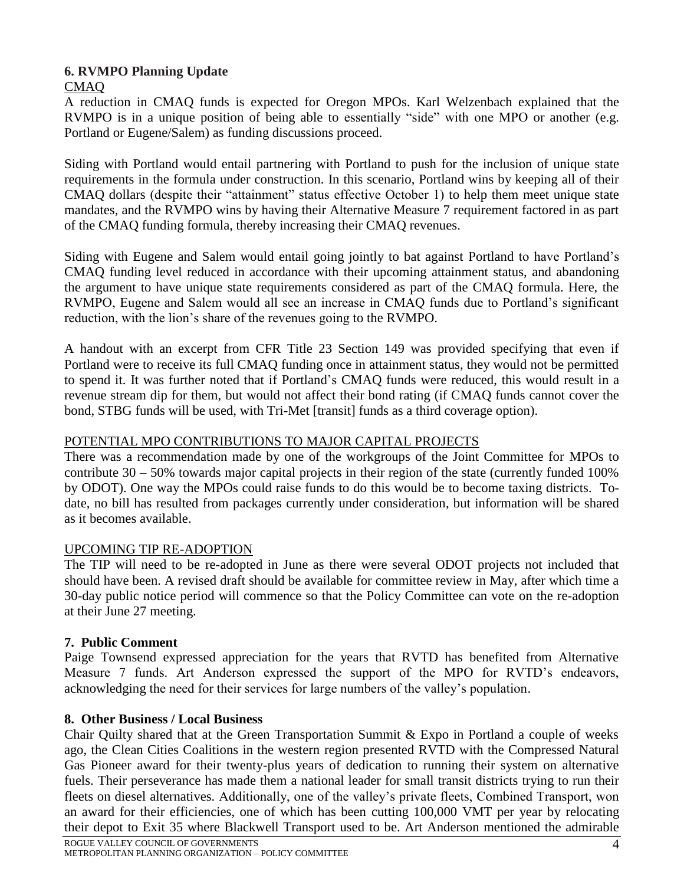## 6. RVMPO Planning Update

CMAQ

A reduction in CMAQ funds is expected for Oregon MPOs. Karl Welzenbach explained that the RVMPO is in a unique position of being able to essentially "side" with one MPO or another (e.g. Portland or Eugene/Salem) as funding discussions proceed.

Siding with Portland would entail partnering with Portland to push for the inclusion of unique state requirements in the formula under construction. In this scenario, Portland wins by keeping all of their CMAQ dollars (despite their "attainment" status effective October 1) to help them meet unique state mandates, and the RVMPO wins by having their Alternative Measure 7 requirement factored in as part of the CMAQ funding formula, thereby increasing their CMAQ revenues.

Siding with Eugene and Salem would entail going jointly to bat against Portland to have Portland's CMAQ funding level reduced in accordance with their upcoming attainment status, and abandoning the argument to have unique state requirements considered as part of the CMAQ formula. Here, the RVMPO, Eugene and Salem would all see an increase in CMAQ funds due to Portland's significant reduction, with the lion's share of the revenues going to the RVMPO.

A handout with an excerpt from CFR Title 23 Section 149 was provided specifying that even if Portland were to receive its full CMAQ funding once in attainment status, they would not be permitted to spend it. It was further noted that if Portland's CMAQ funds were reduced, this would result in a revenue stream dip for them, but would not affect their bond rating (if CMAQ funds cannot cover the bond, STBG funds will be used, with Tri-Met [transit] funds as a third coverage option).

POTENTIAL MPO CONTRIBUTIONS TO MAJOR CAPITAL PROJECTS

There was a recommendation made by one of the workgroups of the Joint Committee for MPOs to contribute 30 – 50% towards major capital projects in their region of the state (currently funded 100% by ODOT). One way the MPOs could raise funds to do this would be to become taxing districts. To-date, no bill has resulted from packages currently under consideration, but information will be shared as it becomes available.

UPCOMING TIP RE-ADOPTION

The TIP will need to be re-adopted in June as there were several ODOT projects not included that should have been. A revised draft should be available for committee review in May, after which time a 30-day public notice period will commence so that the Policy Committee can vote on the re-adoption at their June 27 meeting.

## 7. Public Comment

Paige Townsend expressed appreciation for the years that RVTD has benefited from Alternative Measure 7 funds. Art Anderson expressed the support of the MPO for RVTD's endeavors, acknowledging the need for their services for large numbers of the valley's population.

## 8. Other Business / Local Business

Chair Quilty shared that at the Green Transportation Summit & Expo in Portland a couple of weeks ago, the Clean Cities Coalitions in the western region presented RVTD with the Compressed Natural Gas Pioneer award for their twenty-plus years of dedication to running their system on alternative fuels. Their perseverance has made them a national leader for small transit districts trying to run their fleets on diesel alternatives. Additionally, one of the valley's private fleets, Combined Transport, won an award for their efficiencies, one of which has been cutting 100,000 VMT per year by relocating their depot to Exit 35 where Blackwell Transport used to be. Art Anderson mentioned the admirable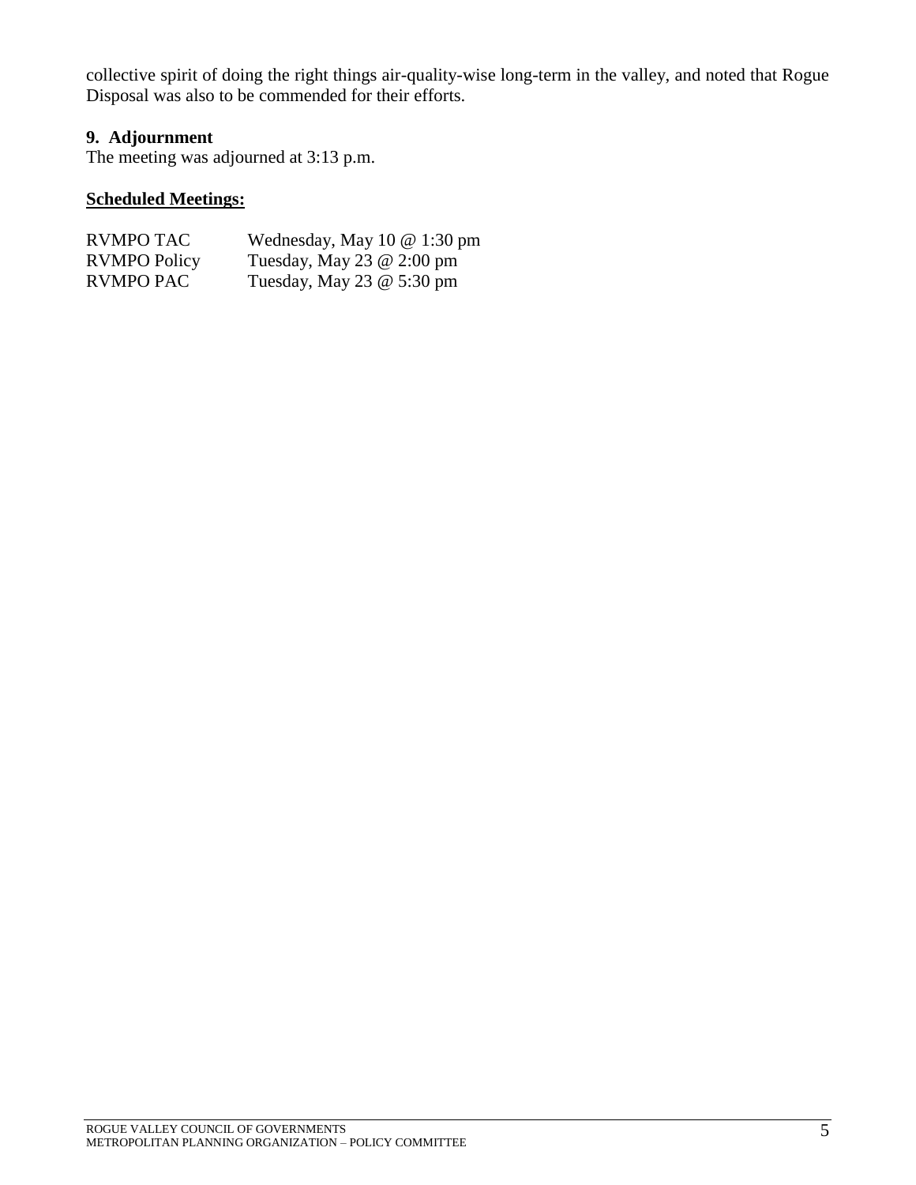collective spirit of doing the right things air-quality-wise long-term in the valley, and noted that Rogue Disposal was also to be commended for their efforts.

**9. Adjournment**

The meeting was adjourned at 3:13 p.m.

**<u>Scheduled Meetings:</u>**

| | |
|---|---|
| RVMPO TAC | Wednesday, May 10 @ 1:30 pm |
| RVMPO Policy | Tuesday, May 23 @ 2:00 pm |
| RVMPO PAC | Tuesday, May 23 @ 5:30 pm |